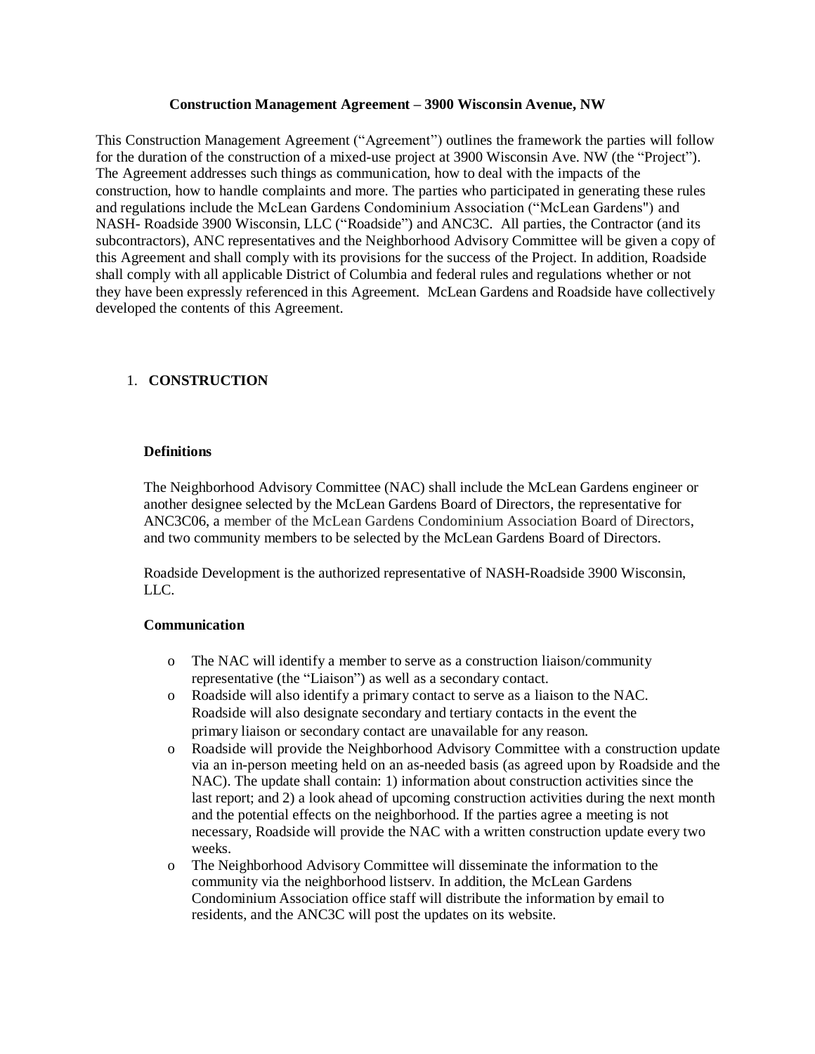# Construction Management Agreement – 3900 Wisconsin Avenue, NW

This Construction Management Agreement ("Agreement") outlines the framework the parties will follow for the duration of the construction of a mixed-use project at 3900 Wisconsin Ave. NW (the "Project"). The Agreement addresses such things as communication, how to deal with the impacts of the construction, how to handle complaints and more. The parties who participated in generating these rules and regulations include the McLean Gardens Condominium Association ("McLean Gardens") and NASH- Roadside 3900 Wisconsin, LLC ("Roadside") and ANC3C. All parties, the Contractor (and its subcontractors), ANC representatives and the Neighborhood Advisory Committee will be given a copy of this Agreement and shall comply with its provisions for the success of the Project. In addition, Roadside shall comply with all applicable District of Columbia and federal rules and regulations whether or not they have been expressly referenced in this Agreement. McLean Gardens and Roadside have collectively developed the contents of this Agreement.

## 1. CONSTRUCTION

### Definitions

The Neighborhood Advisory Committee (NAC) shall include the McLean Gardens engineer or another designee selected by the McLean Gardens Board of Directors, the representative for ANC3C06, a member of the McLean Gardens Condominium Association Board of Directors, and two community members to be selected by the McLean Gardens Board of Directors.

Roadside Development is the authorized representative of NASH-Roadside 3900 Wisconsin, LLC.

### Communication

- The NAC will identify a member to serve as a construction liaison/community representative (the "Liaison") as well as a secondary contact.
- Roadside will also identify a primary contact to serve as a liaison to the NAC. Roadside will also designate secondary and tertiary contacts in the event the primary liaison or secondary contact are unavailable for any reason.
- Roadside will provide the Neighborhood Advisory Committee with a construction update via an in-person meeting held on an as-needed basis (as agreed upon by Roadside and the NAC). The update shall contain: 1) information about construction activities since the last report; and 2) a look ahead of upcoming construction activities during the next month and the potential effects on the neighborhood. If the parties agree a meeting is not necessary, Roadside will provide the NAC with a written construction update every two weeks.
- The Neighborhood Advisory Committee will disseminate the information to the community via the neighborhood listserv. In addition, the McLean Gardens Condominium Association office staff will distribute the information by email to residents, and the ANC3C will post the updates on its website.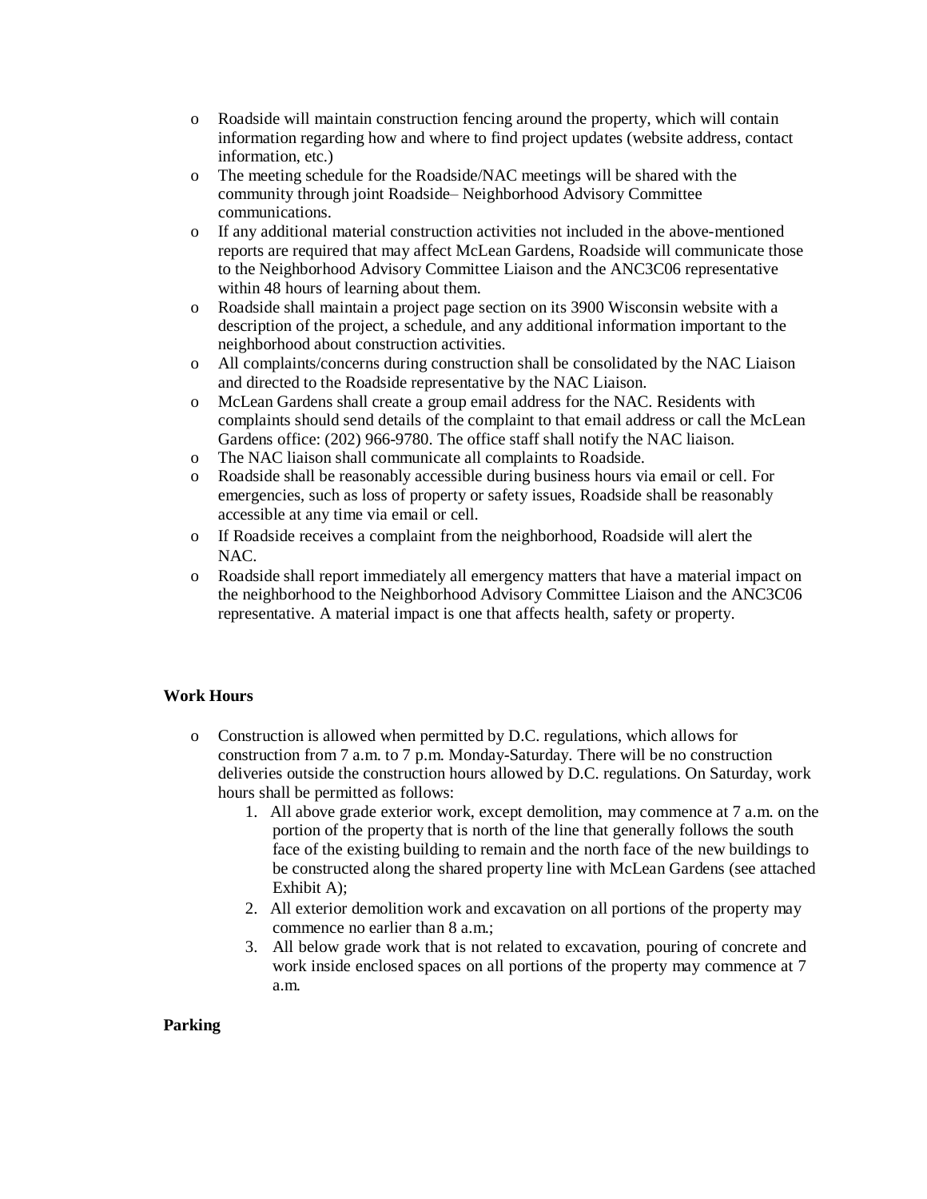- Roadside will maintain construction fencing around the property, which will contain information regarding how and where to find project updates (website address, contact information, etc.)
- The meeting schedule for the Roadside/NAC meetings will be shared with the community through joint Roadside– Neighborhood Advisory Committee communications.
- If any additional material construction activities not included in the above-mentioned reports are required that may affect McLean Gardens, Roadside will communicate those to the Neighborhood Advisory Committee Liaison and the ANC3C06 representative within 48 hours of learning about them.
- Roadside shall maintain a project page section on its 3900 Wisconsin website with a description of the project, a schedule, and any additional information important to the neighborhood about construction activities.
- All complaints/concerns during construction shall be consolidated by the NAC Liaison and directed to the Roadside representative by the NAC Liaison.
- McLean Gardens shall create a group email address for the NAC. Residents with complaints should send details of the complaint to that email address or call the McLean Gardens office: (202) 966-9780. The office staff shall notify the NAC liaison.
- The NAC liaison shall communicate all complaints to Roadside.
- Roadside shall be reasonably accessible during business hours via email or cell. For emergencies, such as loss of property or safety issues, Roadside shall be reasonably accessible at any time via email or cell.
- If Roadside receives a complaint from the neighborhood, Roadside will alert the NAC.
- Roadside shall report immediately all emergency matters that have a material impact on the neighborhood to the Neighborhood Advisory Committee Liaison and the ANC3C06 representative. A material impact is one that affects health, safety or property.

**Work Hours**

- Construction is allowed when permitted by D.C. regulations, which allows for construction from 7 a.m. to 7 p.m. Monday-Saturday. There will be no construction deliveries outside the construction hours allowed by D.C. regulations. On Saturday, work hours shall be permitted as follows:
    1. All above grade exterior work, except demolition, may commence at 7 a.m. on the portion of the property that is north of the line that generally follows the south face of the existing building to remain and the north face of the new buildings to be constructed along the shared property line with McLean Gardens (see attached Exhibit A);
    2. All exterior demolition work and excavation on all portions of the property may commence no earlier than 8 a.m.;
    3. All below grade work that is not related to excavation, pouring of concrete and work inside enclosed spaces on all portions of the property may commence at 7 a.m.

**Parking**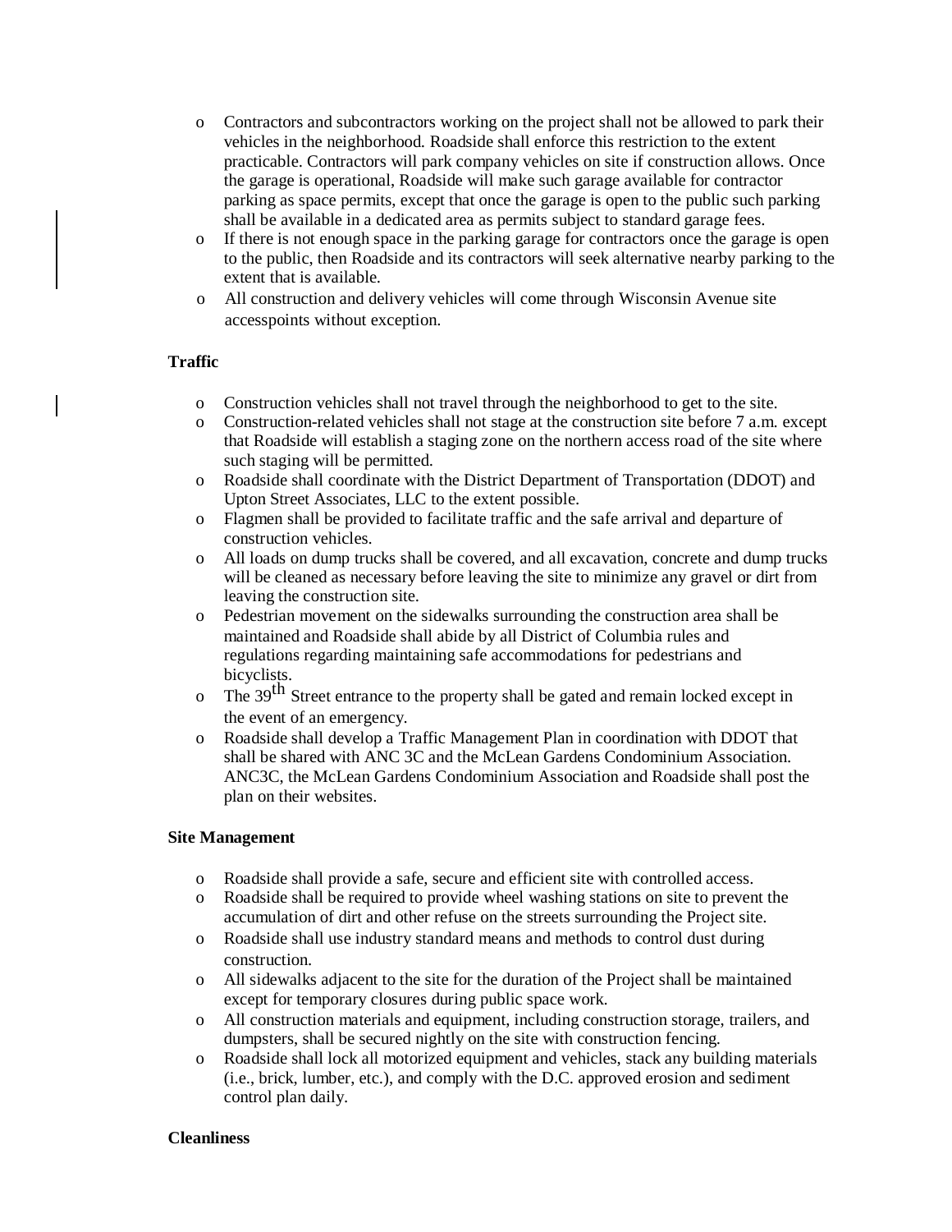- Contractors and subcontractors working on the project shall not be allowed to park their vehicles in the neighborhood. Roadside shall enforce this restriction to the extent practicable. Contractors will park company vehicles on site if construction allows. Once the garage is operational, Roadside will make such garage available for contractor parking as space permits, except that once the garage is open to the public such parking shall be available in a dedicated area as permits subject to standard garage fees.
- If there is not enough space in the parking garage for contractors once the garage is open to the public, then Roadside and its contractors will seek alternative nearby parking to the extent that is available.
- All construction and delivery vehicles will come through Wisconsin Avenue site accesspoints without exception.

**Traffic**

- Construction vehicles shall not travel through the neighborhood to get to the site.
- Construction-related vehicles shall not stage at the construction site before 7 a.m. except that Roadside will establish a staging zone on the northern access road of the site where such staging will be permitted.
- Roadside shall coordinate with the District Department of Transportation (DDOT) and Upton Street Associates, LLC to the extent possible.
- Flagmen shall be provided to facilitate traffic and the safe arrival and departure of construction vehicles.
- All loads on dump trucks shall be covered, and all excavation, concrete and dump trucks will be cleaned as necessary before leaving the site to minimize any gravel or dirt from leaving the construction site.
- Pedestrian movement on the sidewalks surrounding the construction area shall be maintained and Roadside shall abide by all District of Columbia rules and regulations regarding maintaining safe accommodations for pedestrians and bicyclists.
- The 39th Street entrance to the property shall be gated and remain locked except in the event of an emergency.
- Roadside shall develop a Traffic Management Plan in coordination with DDOT that shall be shared with ANC 3C and the McLean Gardens Condominium Association. ANC3C, the McLean Gardens Condominium Association and Roadside shall post the plan on their websites.

**Site Management**

- Roadside shall provide a safe, secure and efficient site with controlled access.
- Roadside shall be required to provide wheel washing stations on site to prevent the accumulation of dirt and other refuse on the streets surrounding the Project site.
- Roadside shall use industry standard means and methods to control dust during construction.
- All sidewalks adjacent to the site for the duration of the Project shall be maintained except for temporary closures during public space work.
- All construction materials and equipment, including construction storage, trailers, and dumpsters, shall be secured nightly on the site with construction fencing.
- Roadside shall lock all motorized equipment and vehicles, stack any building materials (i.e., brick, lumber, etc.), and comply with the D.C. approved erosion and sediment control plan daily.

**Cleanliness**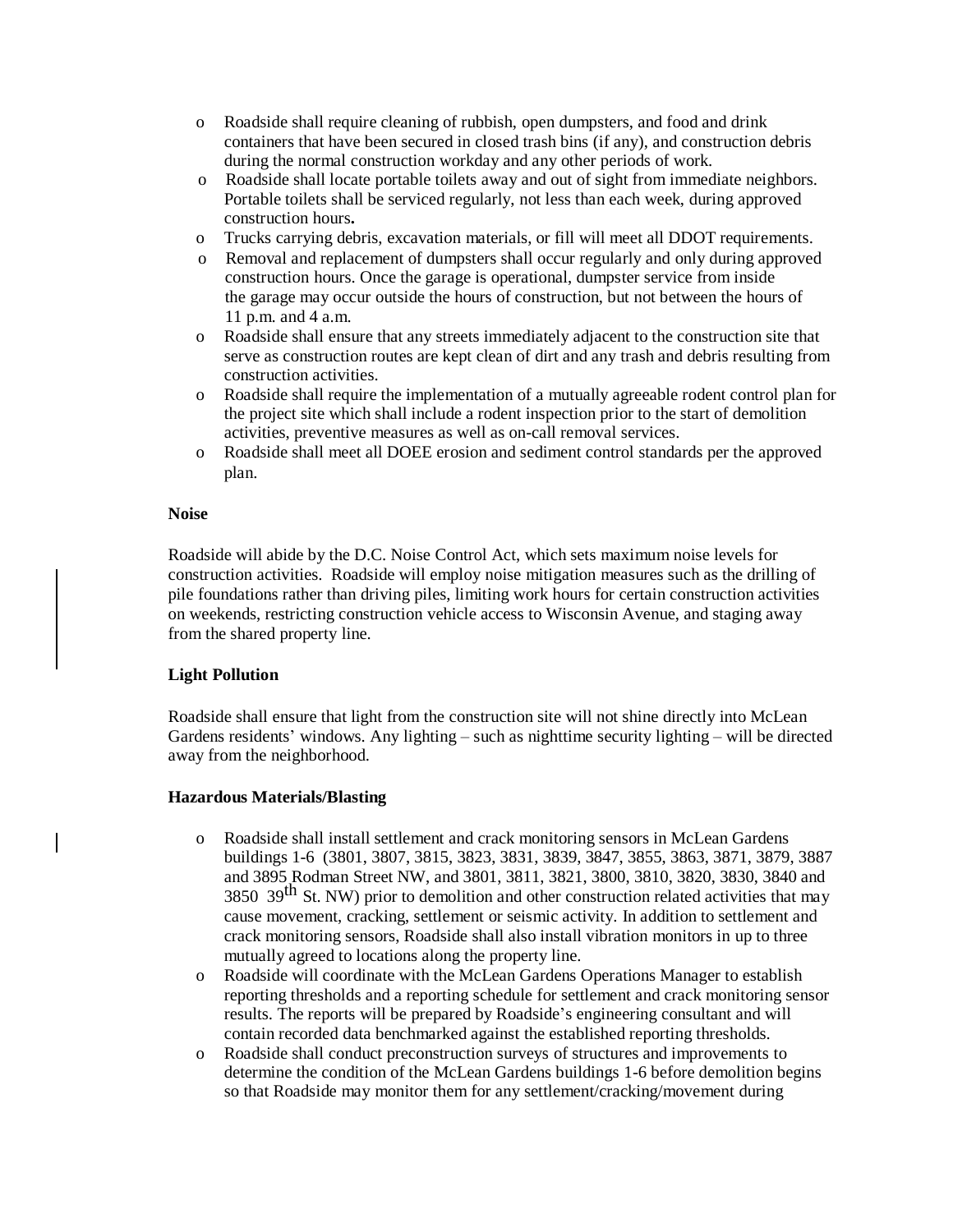- Roadside shall require cleaning of rubbish, open dumpsters, and food and drink containers that have been secured in closed trash bins (if any), and construction debris during the normal construction workday and any other periods of work.
- Roadside shall locate portable toilets away and out of sight from immediate neighbors. Portable toilets shall be serviced regularly, not less than each week, during approved construction hours**.**
- Trucks carrying debris, excavation materials, or fill will meet all DDOT requirements.
- Removal and replacement of dumpsters shall occur regularly and only during approved construction hours. Once the garage is operational, dumpster service from inside the garage may occur outside the hours of construction, but not between the hours of 11 p.m. and 4 a.m.
- Roadside shall ensure that any streets immediately adjacent to the construction site that serve as construction routes are kept clean of dirt and any trash and debris resulting from construction activities.
- Roadside shall require the implementation of a mutually agreeable rodent control plan for the project site which shall include a rodent inspection prior to the start of demolition activities, preventive measures as well as on-call removal services.
- Roadside shall meet all DOEE erosion and sediment control standards per the approved plan.

**Noise**

Roadside will abide by the D.C. Noise Control Act, which sets maximum noise levels for construction activities. Roadside will employ noise mitigation measures such as the drilling of pile foundations rather than driving piles, limiting work hours for certain construction activities on weekends, restricting construction vehicle access to Wisconsin Avenue, and staging away from the shared property line.

**Light Pollution**

Roadside shall ensure that light from the construction site will not shine directly into McLean Gardens residents' windows. Any lighting – such as nighttime security lighting – will be directed away from the neighborhood.

**Hazardous Materials/Blasting**

- Roadside shall install settlement and crack monitoring sensors in McLean Gardens buildings 1-6 (3801, 3807, 3815, 3823, 3831, 3839, 3847, 3855, 3863, 3871, 3879, 3887 and 3895 Rodman Street NW, and 3801, 3811, 3821, 3800, 3810, 3820, 3830, 3840 and 3850 39th St. NW) prior to demolition and other construction related activities that may cause movement, cracking, settlement or seismic activity. In addition to settlement and crack monitoring sensors, Roadside shall also install vibration monitors in up to three mutually agreed to locations along the property line.
- Roadside will coordinate with the McLean Gardens Operations Manager to establish reporting thresholds and a reporting schedule for settlement and crack monitoring sensor results. The reports will be prepared by Roadside's engineering consultant and will contain recorded data benchmarked against the established reporting thresholds.
- Roadside shall conduct preconstruction surveys of structures and improvements to determine the condition of the McLean Gardens buildings 1-6 before demolition begins so that Roadside may monitor them for any settlement/cracking/movement during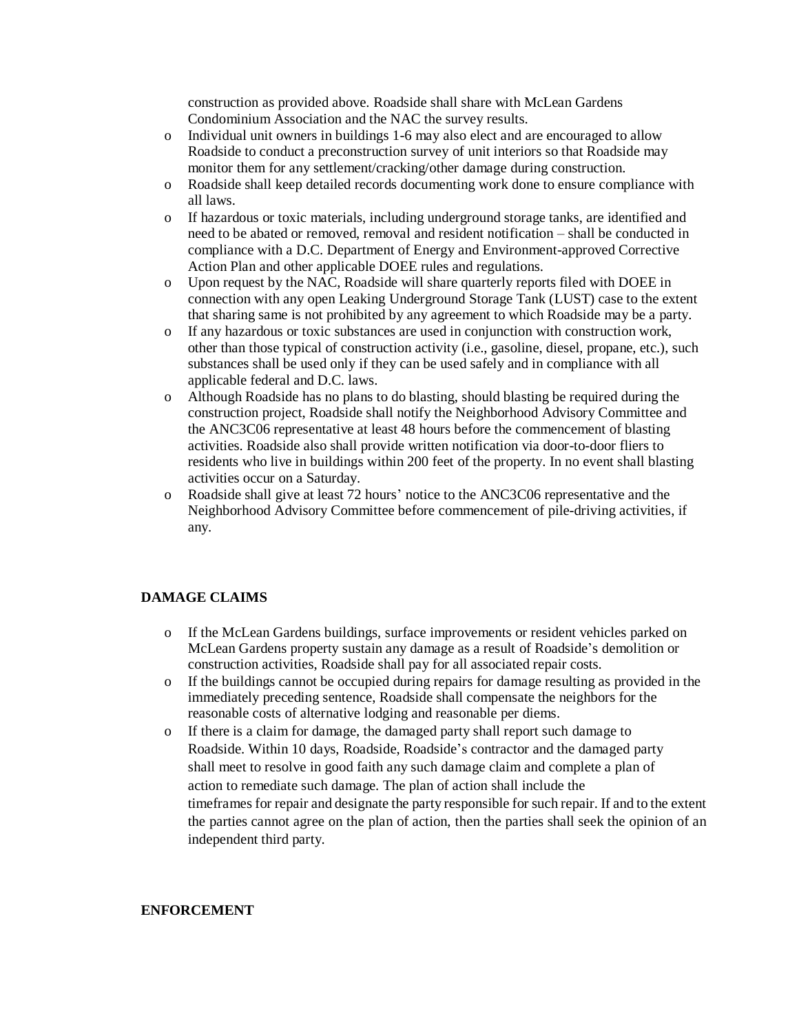construction as provided above. Roadside shall share with McLean Gardens Condominium Association and the NAC the survey results.

- Individual unit owners in buildings 1-6 may also elect and are encouraged to allow Roadside to conduct a preconstruction survey of unit interiors so that Roadside may monitor them for any settlement/cracking/other damage during construction.
- Roadside shall keep detailed records documenting work done to ensure compliance with all laws.
- If hazardous or toxic materials, including underground storage tanks, are identified and need to be abated or removed, removal and resident notification – shall be conducted in compliance with a D.C. Department of Energy and Environment-approved Corrective Action Plan and other applicable DOEE rules and regulations.
- Upon request by the NAC, Roadside will share quarterly reports filed with DOEE in connection with any open Leaking Underground Storage Tank (LUST) case to the extent that sharing same is not prohibited by any agreement to which Roadside may be a party.
- If any hazardous or toxic substances are used in conjunction with construction work, other than those typical of construction activity (i.e., gasoline, diesel, propane, etc.), such substances shall be used only if they can be used safely and in compliance with all applicable federal and D.C. laws.
- Although Roadside has no plans to do blasting, should blasting be required during the construction project, Roadside shall notify the Neighborhood Advisory Committee and the ANC3C06 representative at least 48 hours before the commencement of blasting activities. Roadside also shall provide written notification via door-to-door fliers to residents who live in buildings within 200 feet of the property. In no event shall blasting activities occur on a Saturday.
- Roadside shall give at least 72 hours' notice to the ANC3C06 representative and the Neighborhood Advisory Committee before commencement of pile-driving activities, if any.

**DAMAGE CLAIMS**

- If the McLean Gardens buildings, surface improvements or resident vehicles parked on McLean Gardens property sustain any damage as a result of Roadside's demolition or construction activities, Roadside shall pay for all associated repair costs.
- If the buildings cannot be occupied during repairs for damage resulting as provided in the immediately preceding sentence, Roadside shall compensate the neighbors for the reasonable costs of alternative lodging and reasonable per diems.
- If there is a claim for damage, the damaged party shall report such damage to Roadside. Within 10 days, Roadside, Roadside's contractor and the damaged party shall meet to resolve in good faith any such damage claim and complete a plan of action to remediate such damage. The plan of action shall include the timeframes for repair and designate the party responsible for such repair. If and to the extent the parties cannot agree on the plan of action, then the parties shall seek the opinion of an independent third party.

**ENFORCEMENT**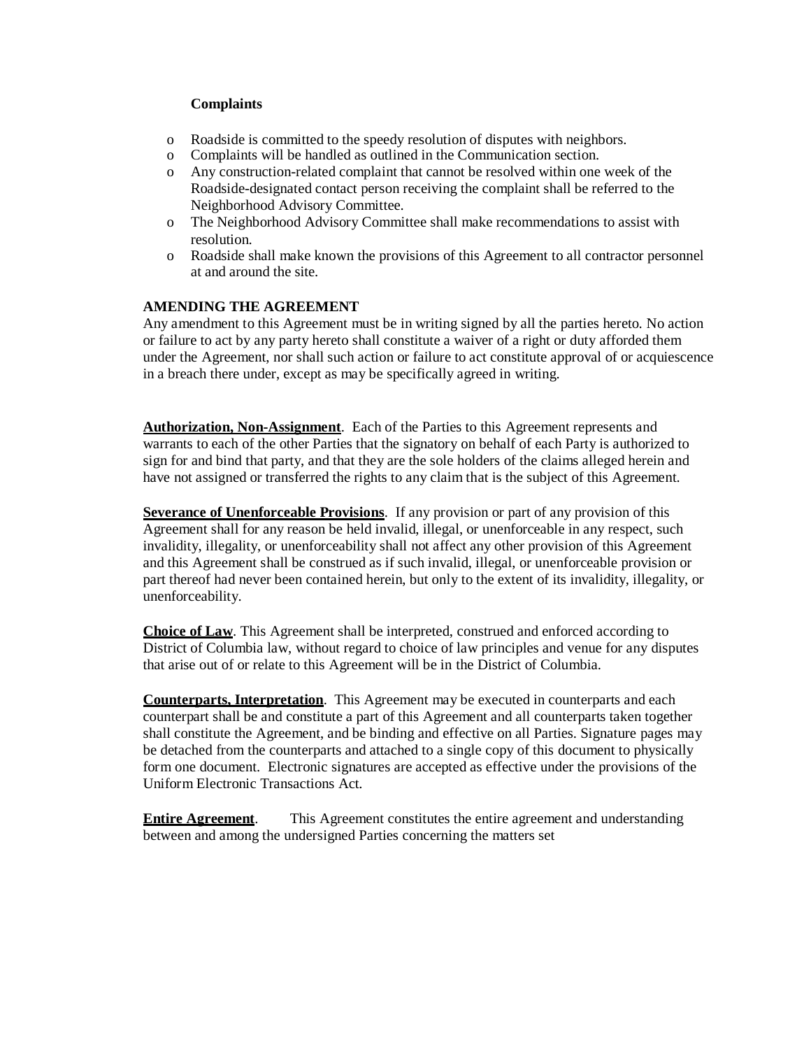**Complaints**

- Roadside is committed to the speedy resolution of disputes with neighbors.
- Complaints will be handled as outlined in the Communication section.
- Any construction-related complaint that cannot be resolved within one week of the Roadside-designated contact person receiving the complaint shall be referred to the Neighborhood Advisory Committee.
- The Neighborhood Advisory Committee shall make recommendations to assist with resolution.
- Roadside shall make known the provisions of this Agreement to all contractor personnel at and around the site.

**AMENDING THE AGREEMENT**

Any amendment to this Agreement must be in writing signed by all the parties hereto. No action or failure to act by any party hereto shall constitute a waiver of a right or duty afforded them under the Agreement, nor shall such action or failure to act constitute approval of or acquiescence in a breach there under, except as may be specifically agreed in writing.

**Authorization, Non-Assignment**. Each of the Parties to this Agreement represents and warrants to each of the other Parties that the signatory on behalf of each Party is authorized to sign for and bind that party, and that they are the sole holders of the claims alleged herein and have not assigned or transferred the rights to any claim that is the subject of this Agreement.

**Severance of Unenforceable Provisions**. If any provision or part of any provision of this Agreement shall for any reason be held invalid, illegal, or unenforceable in any respect, such invalidity, illegality, or unenforceability shall not affect any other provision of this Agreement and this Agreement shall be construed as if such invalid, illegal, or unenforceable provision or part thereof had never been contained herein, but only to the extent of its invalidity, illegality, or unenforceability.

**Choice of Law**. This Agreement shall be interpreted, construed and enforced according to District of Columbia law, without regard to choice of law principles and venue for any disputes that arise out of or relate to this Agreement will be in the District of Columbia.

**Counterparts, Interpretation**. This Agreement may be executed in counterparts and each counterpart shall be and constitute a part of this Agreement and all counterparts taken together shall constitute the Agreement, and be binding and effective on all Parties. Signature pages may be detached from the counterparts and attached to a single copy of this document to physically form one document. Electronic signatures are accepted as effective under the provisions of the Uniform Electronic Transactions Act.

**Entire Agreement**. This Agreement constitutes the entire agreement and understanding between and among the undersigned Parties concerning the matters set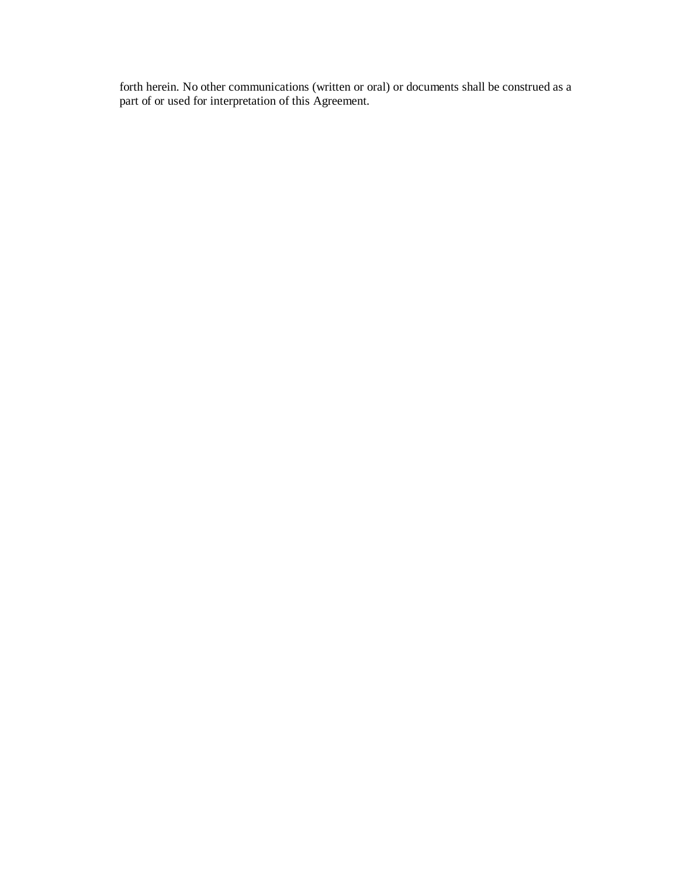forth herein. No other communications (written or oral) or documents shall be construed as a part of or used for interpretation of this Agreement.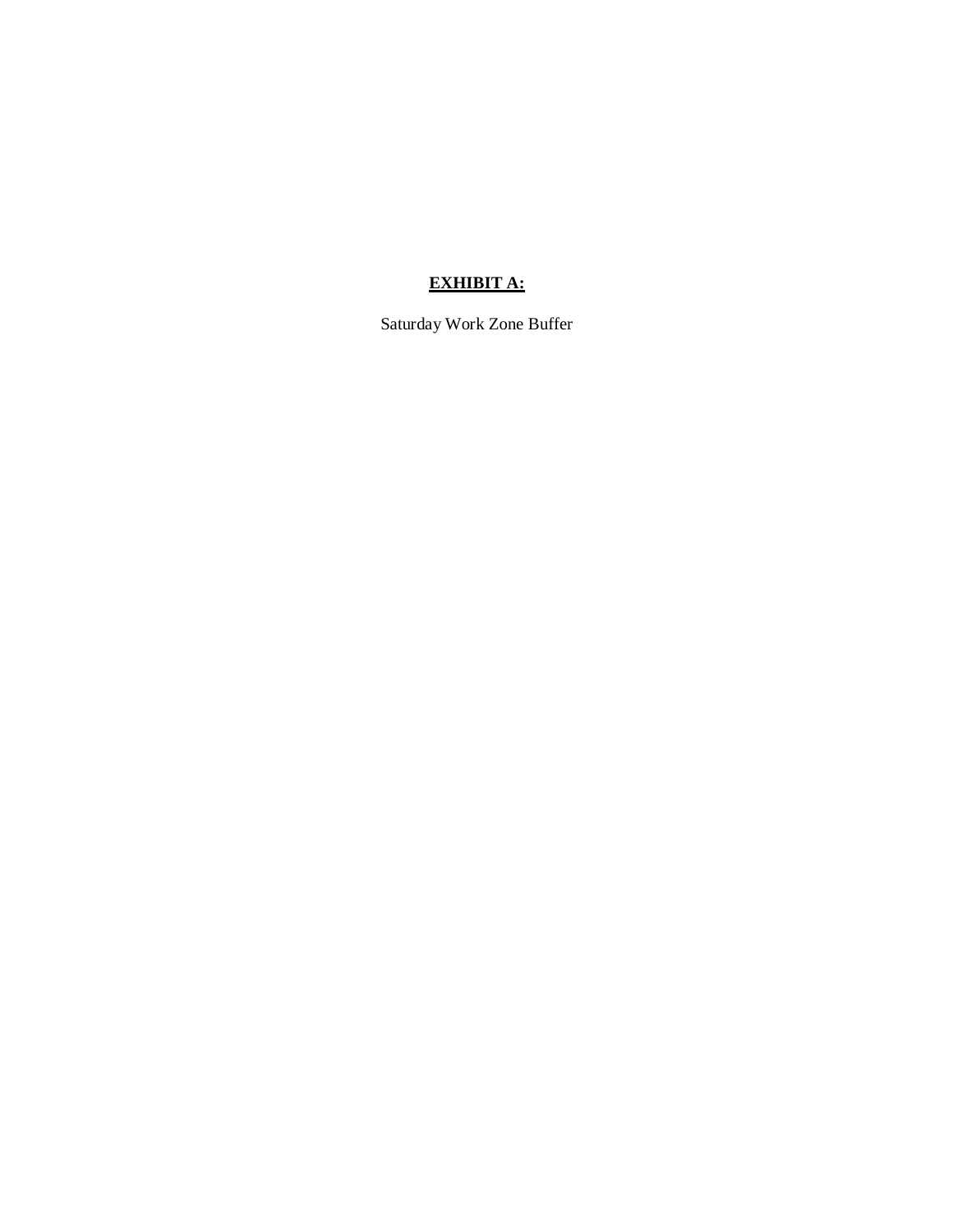**<u>EXHIBIT A:</u>**

Saturday Work Zone Buffer